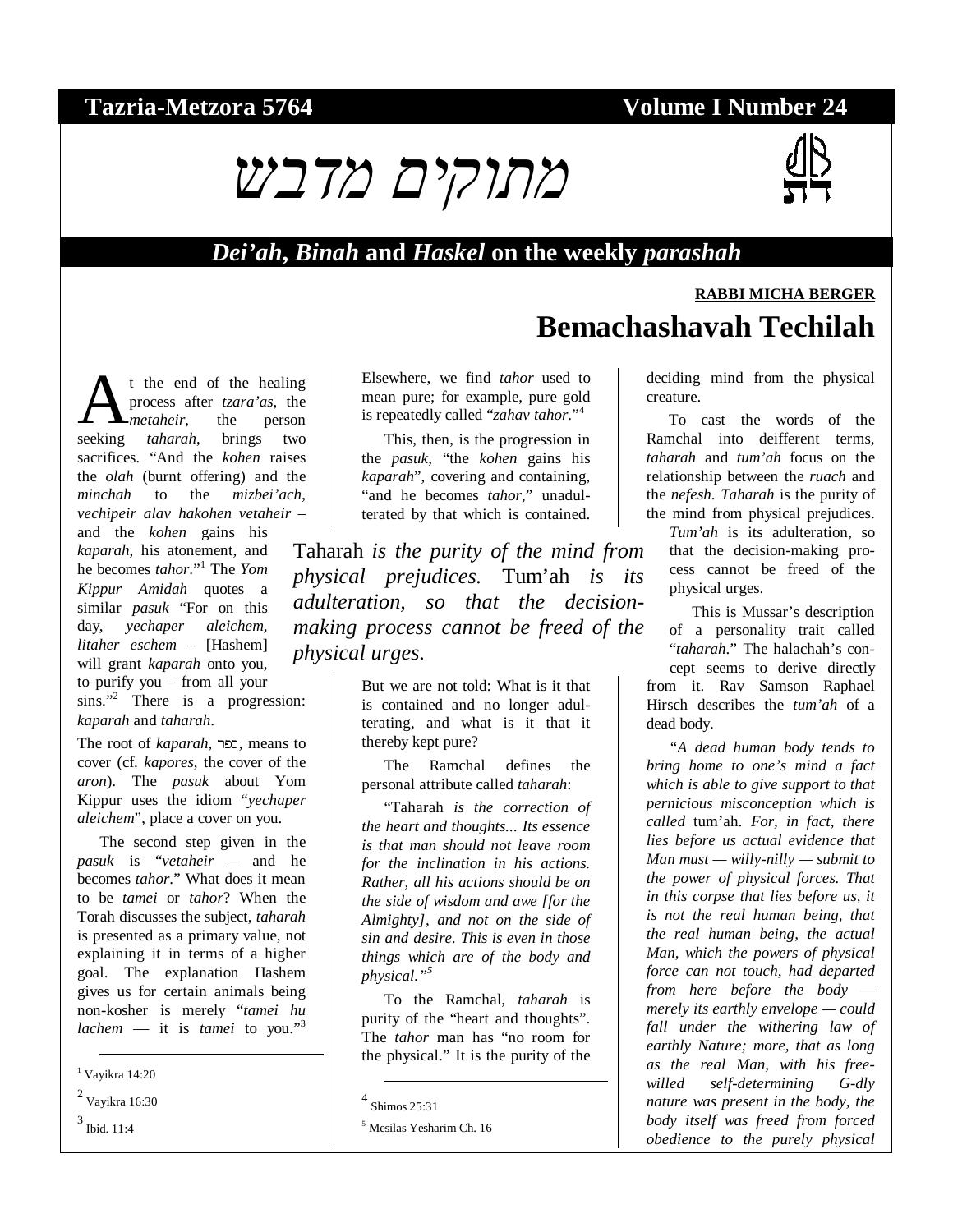**Tazria-Metzora 5764** **Volume I Number 24**

# מתוקים מדבש

***Dei'ah*, *Binah* and *Haskel* on the weekly *parashah***

**RABBI MICHA BERGER**

## Bemachashavah Techilah

At the end of the healing process after *tzara'as*, the *metaheir*, the person seeking *taharah*, brings two sacrifices. "And the *kohen* raises the *olah* (burnt offering) and the *minchah* to the *mizbei'ach*, *vechipeir alav hakohen vetaheir* – and the *kohen* gains his *kaparah*, his atonement, and he becomes *tahor*."[1] The *Yom Kippur Amidah* quotes a similar *pasuk* "For on this day, *yechaper aleichem*, *litaher eschem* – [Hashem] will grant *kaparah* onto you, to purify you – from all your sins."[2] There is a progression: *kaparah* and *taharah*.

The root of *kaparah*, כפר, means to cover (cf. *kapores*, the cover of the *aron*). The *pasuk* about Yom Kippur uses the idiom "*yechaper aleichem*", place a cover on you.

The second step given in the *pasuk* is "*vetaheir* – and he becomes *tahor*." What does it mean to be *tamei* or *tahor*? When the Torah discusses the subject, *taharah* is presented as a primary value, not explaining it in terms of a higher goal. The explanation Hashem gives us for certain animals being non-kosher is merely "*tamei hu lachem* — it is *tamei* to you."[3] Elsewhere, we find *tahor* used to mean pure; for example, pure gold is repeatedly called "*zahav tahor*."[4]

This, then, is the progression in the *pasuk*, "the *kohen* gains his *kaparah*", covering and containing, "and he becomes *tahor*," unadulterated by that which is contained.

> Taharah *is the purity of the mind from physical prejudices.* Tum'ah *is its adulteration, so that the decision-making process cannot be freed of the physical urges.*

But we are not told: What is it that is contained and no longer adulterating, and what is it that it thereby kept pure?

The Ramchal defines the personal attribute called *taharah*:

"Taharah *is the correction of the heart and thoughts... Its essence is that man should not leave room for the inclination in his actions. Rather, all his actions should be on the side of wisdom and awe [for the Almighty], and not on the side of sin and desire. This is even in those things which are of the body and physical."*[5]

To the Ramchal, *taharah* is purity of the "heart and thoughts". The *tahor* man has "no room for the physical." It is the purity of the deciding mind from the physical creature.

To cast the words of the Ramchal into deifferent terms, *taharah* and *tum'ah* focus on the relationship between the *ruach* and the *nefesh*. *Taharah* is the purity of the mind from physical prejudices. *Tum'ah* is its adulteration, so that the decision-making process cannot be freed of the physical urges.

This is Mussar's description of a personality trait called "*taharah*." The halachah's concept seems to derive directly from it. Rav Samson Raphael Hirsch describes the *tum'ah* of a dead body.

*"A dead human body tends to bring home to one's mind a fact which is able to give support to that pernicious misconception which is called* tum'ah*. For, in fact, there lies before us actual evidence that Man must — willy-nilly — submit to the power of physical forces. That in this corpse that lies before us, it is not the real human being, that the real human being, the actual Man, which the powers of physical force can not touch, had departed from here before the body — merely its earthly envelope — could fall under the withering law of earthly Nature; more, that as long as the real Man, with his free-willed self-determining G-dly nature was present in the body, the body itself was freed from forced obedience to the purely physical*

---

[1] Vayikra 14:20

[2] Vayikra 16:30

[3] Ibid. 11:4

[4] Shimos 25:31

[5] Mesilas Yesharim Ch. 16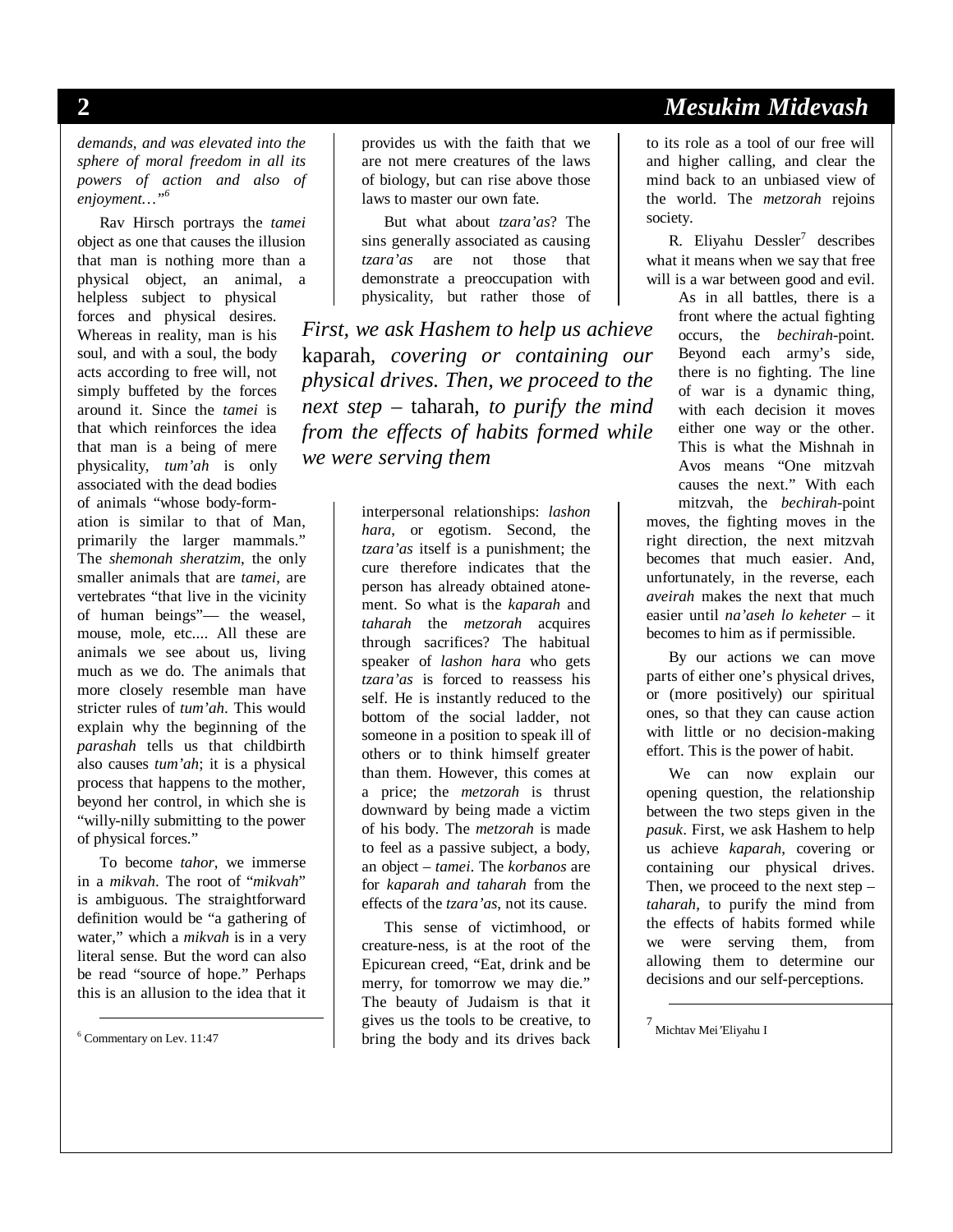*demands, and was elevated into the sphere of moral freedom in all its powers of action and also of enjoyment…"*[6]

Rav Hirsch portrays the *tamei* object as one that causes the illusion that man is nothing more than a physical object, an animal, a helpless subject to physical forces and physical desires. Whereas in reality, man is his soul, and with a soul, the body acts according to free will, not simply buffeted by the forces around it. Since the *tamei* is that which reinforces the idea that man is a being of mere physicality, *tum'ah* is only associated with the dead bodies of animals "whose body-formation is similar to that of Man, primarily the larger mammals." The *shemonah sheratzim*, the only smaller animals that are *tamei*, are vertebrates "that live in the vicinity of human beings"— the weasel, mouse, mole, etc.... All these are animals we see about us, living much as we do. The animals that more closely resemble man have stricter rules of *tum'ah*. This would explain why the beginning of the *parashah* tells us that childbirth also causes *tum'ah*; it is a physical process that happens to the mother, beyond her control, in which she is "willy-nilly submitting to the power of physical forces."

To become *tahor*, we immerse in a *mikvah*. The root of "*mikvah*" is ambiguous. The straightforward definition would be "a gathering of water," which a *mikvah* is in a very literal sense. But the word can also be read "source of hope." Perhaps this is an allusion to the idea that it provides us with the faith that we are not mere creatures of the laws of biology, but can rise above those laws to master our own fate.

But what about *tzara'as*? The sins generally associated as causing *tzara'as* are not those that demonstrate a preoccupation with physicality, but rather those of interpersonal relationships: *lashon hara*, or egotism. Second, the *tzara'as* itself is a punishment; the cure therefore indicates that the person has already obtained atonement. So what is the *kaparah* and *taharah* the *metzorah* acquires through sacrifices? The habitual speaker of *lashon hara* who gets *tzara'as* is forced to reassess his self. He is instantly reduced to the bottom of the social ladder, not someone in a position to speak ill of others or to think himself greater than them. However, this comes at a price; the *metzorah* is thrust downward by being made a victim of his body. The *metzorah* is made to feel as a passive subject, a body, an object – *tamei*. The *korbanos* are for *kaparah and taharah* from the effects of the *tzara'as*, not its cause.

> *First, we ask Hashem to help us achieve* kaparah, *covering or containing our physical drives. Then, we proceed to the next step –* taharah, *to purify the mind from the effects of habits formed while we were serving them*

This sense of victimhood, or creature-ness, is at the root of the Epicurean creed, "Eat, drink and be merry, for tomorrow we may die." The beauty of Judaism is that it gives us the tools to be creative, to bring the body and its drives back to its role as a tool of our free will and higher calling, and clear the mind back to an unbiased view of the world. The *metzorah* rejoins society.

R. Eliyahu Dessler[7] describes what it means when we say that free will is a war between good and evil.

> As in all battles, there is a front where the actual fighting occurs, the *bechirah*-point. Beyond each army's side, there is no fighting. The line of war is a dynamic thing, with each decision it moves either one way or the other. This is what the Mishnah in Avos means "One mitzvah causes the next." With each mitzvah, the *bechirah*-point

moves, the fighting moves in the right direction, the next mitzvah becomes that much easier. And, unfortunately, in the reverse, each *aveirah* makes the next that much easier until *na'aseh lo keheter* – it becomes to him as if permissible.

By our actions we can move parts of either one's physical drives, or (more positively) our spiritual ones, so that they can cause action with little or no decision-making effort. This is the power of habit.

We can now explain our opening question, the relationship between the two steps given in the *pasuk*. First, we ask Hashem to help us achieve *kaparah*, covering or containing our physical drives. Then, we proceed to the next step – *taharah*, to purify the mind from the effects of habits formed while we were serving them, from allowing them to determine our decisions and our self-perceptions.

---

[6] Commentary on Lev. 11:47

[7] Michtav Mei'Eliyahu I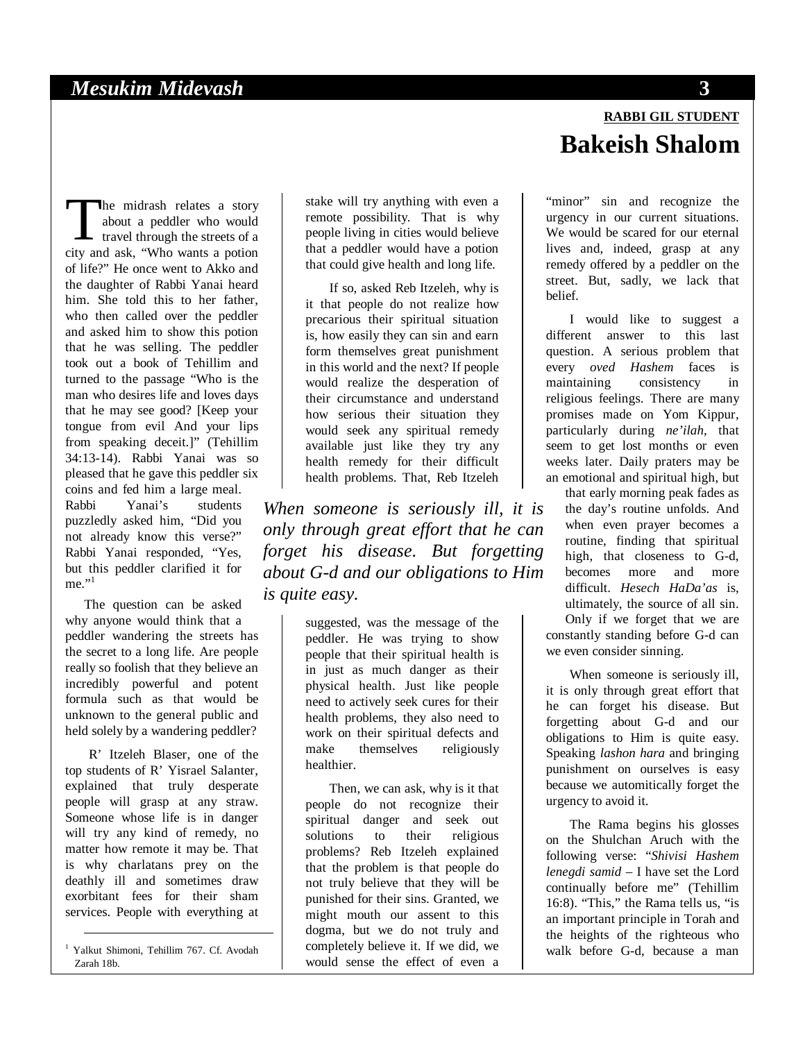RABBI GIL STUDENT

# Bakeish Shalom

The midrash relates a story about a peddler who would travel through the streets of a city and ask, "Who wants a potion of life?" He once went to Akko and the daughter of Rabbi Yanai heard him. She told this to her father, who then called over the peddler and asked him to show this potion that he was selling. The peddler took out a book of Tehillim and turned to the passage "Who is the man who desires life and loves days that he may see good? [Keep your tongue from evil And your lips from speaking deceit.]" (Tehillim 34:13-14). Rabbi Yanai was so pleased that he gave this peddler six coins and fed him a large meal. Rabbi Yanai's students puzzledly asked him, "Did you not already know this verse?" Rabbi Yanai responded, "Yes, but this peddler clarified it for me."[1]

The question can be asked why anyone would think that a peddler wandering the streets has the secret to a long life. Are people really so foolish that they believe an incredibly powerful and potent formula such as that would be unknown to the general public and held solely by a wandering peddler?

R' Itzeleh Blaser, one of the top students of R' Yisrael Salanter, explained that truly desperate people will grasp at any straw. Someone whose life is in danger will try any kind of remedy, no matter how remote it may be. That is why charlatans prey on the deathly ill and sometimes draw exorbitant fees for their sham services. People with everything at stake will try anything with even a remote possibility. That is why people living in cities would believe that a peddler would have a potion that could give health and long life.

If so, asked Reb Itzeleh, why is it that people do not realize how precarious their spiritual situation is, how easily they can sin and earn form themselves great punishment in this world and the next? If people would realize the desperation of their circumstance and understand how serious their situation they would seek any spiritual remedy available just like they try any health remedy for their difficult health problems. That, Reb Itzeleh suggested, was the message of the peddler. He was trying to show people that their spiritual health is in just as much danger as their physical health. Just like people need to actively seek cures for their health problems, they also need to work on their spiritual defects and make themselves religiously healthier.

*When someone is seriously ill, it is only through great effort that he can forget his disease. But forgetting about G-d and our obligations to Him is quite easy.*

Then, we can ask, why is it that people do not recognize their spiritual danger and seek out solutions to their religious problems? Reb Itzeleh explained that the problem is that people do not truly believe that they will be punished for their sins. Granted, we might mouth our assent to this dogma, but we do not truly and completely believe it. If we did, we would sense the effect of even a "minor" sin and recognize the urgency in our current situations. We would be scared for our eternal lives and, indeed, grasp at any remedy offered by a peddler on the street. But, sadly, we lack that belief.

I would like to suggest a different answer to this last question. A serious problem that every *oved Hashem* faces is maintaining consistency in religious feelings. There are many promises made on Yom Kippur, particularly during *ne'ilah*, that seem to get lost months or even weeks later. Daily praters may be an emotional and spiritual high, but that early morning peak fades as the day's routine unfolds. And when even prayer becomes a routine, finding that spiritual high, that closeness to G-d, becomes more and more difficult. *Hesech HaDa'as* is, ultimately, the source of all sin. Only if we forget that we are constantly standing before G-d can we even consider sinning.

When someone is seriously ill, it is only through great effort that he can forget his disease. But forgetting about G-d and our obligations to Him is quite easy. Speaking *lashon hara* and bringing punishment on ourselves is easy because we automitically forget the urgency to avoid it.

The Rama begins his glosses on the Shulchan Aruch with the following verse: "*Shivisi Hashem lenegdi samid* – I have set the Lord continually before me" (Tehillim 16:8). "This," the Rama tells us, "is an important principle in Torah and the heights of the righteous who walk before G-d, because a man

---

[1] Yalkut Shimoni, Tehillim 767. Cf. Avodah Zarah 18b.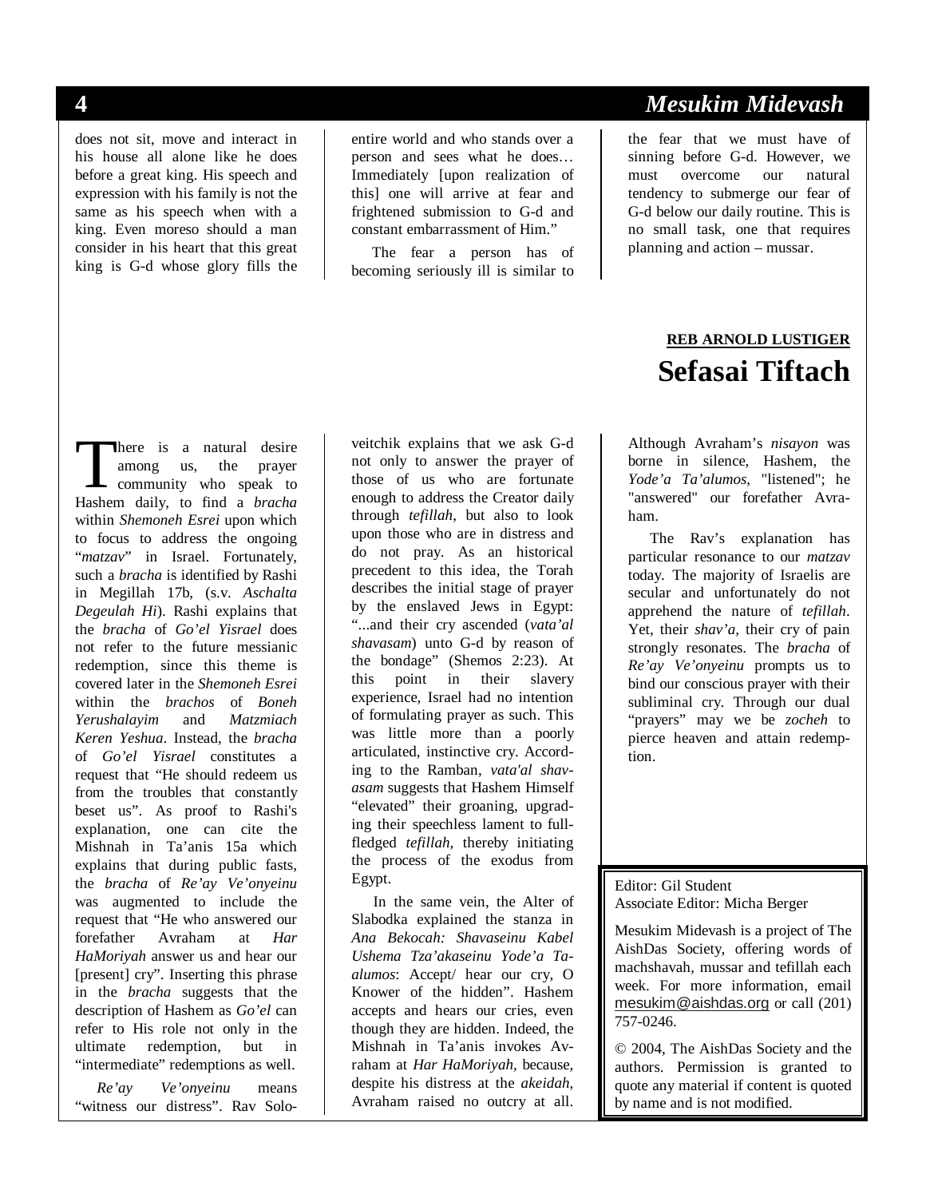does not sit, move and interact in his house all alone like he does before a great king. His speech and expression with his family is not the same as his speech when with a king. Even moreso should a man consider in his heart that this great king is G-d whose glory fills the entire world and who stands over a person and sees what he does… Immediately [upon realization of this] one will arrive at fear and frightened submission to G-d and constant embarrassment of Him."

The fear a person has of becoming seriously ill is similar to the fear that we must have of sinning before G-d. However, we must overcome our natural tendency to submerge our fear of G-d below our daily routine. This is no small task, one that requires planning and action – mussar.

**REB ARNOLD LUSTIGER**

## Sefasai Tiftach

There is a natural desire among us, the prayer community who speak to Hashem daily, to find a *bracha* within *Shemoneh Esrei* upon which to focus to address the ongoing "*matzav*" in Israel. Fortunately, such a *bracha* is identified by Rashi in Megillah 17b, (s.v. *Aschalta Degeulah Hi*). Rashi explains that the *bracha* of *Go'el Yisrael* does not refer to the future messianic redemption, since this theme is covered later in the *Shemoneh Esrei* within the *brachos* of *Boneh Yerushalayim* and *Matzmiach Keren Yeshua*. Instead, the *bracha* of *Go'el Yisrael* constitutes a request that "He should redeem us from the troubles that constantly beset us". As proof to Rashi's explanation, one can cite the Mishnah in Ta'anis 15a which explains that during public fasts, the *bracha* of *Re'ay Ve'onyeinu* was augmented to include the request that "He who answered our forefather Avraham at *Har HaMoriyah* answer us and hear our [present] cry". Inserting this phrase in the *bracha* suggests that the description of Hashem as *Go'el* can refer to His role not only in the ultimate redemption, but in "intermediate" redemptions as well.

*Re'ay Ve'onyeinu* means "witness our distress". Rav Soloveitchik explains that we ask G-d not only to answer the prayer of those of us who are fortunate enough to address the Creator daily through *tefillah*, but also to look upon those who are in distress and do not pray. As an historical precedent to this idea, the Torah describes the initial stage of prayer by the enslaved Jews in Egypt: "...and their cry ascended (*vata'al shavasam*) unto G-d by reason of the bondage" (Shemos 2:23). At this point in their slavery experience, Israel had no intention of formulating prayer as such. This was little more than a poorly articulated, instinctive cry. According to the Ramban, *vata'al shavasam* suggests that Hashem Himself "elevated" their groaning, upgrading their speechless lament to full-fledged *tefillah,* thereby initiating the process of the exodus from Egypt.

In the same vein, the Alter of Slabodka explained the stanza in *Ana Bekocah: Shavaseinu Kabel Ushema Tza'akaseinu Yode'a Taalumos*: Accept/ hear our cry, O Knower of the hidden". Hashem accepts and hears our cries, even though they are hidden. Indeed, the Mishnah in Ta'anis invokes Avraham at *Har HaMoriyah*, because, despite his distress at the *akeidah*, Avraham raised no outcry at all. Although Avraham's *nisayon* was borne in silence, Hashem, the *Yode'a Ta'alumos*, "listened"; he "answered" our forefather Avraham.

The Rav's explanation has particular resonance to our *matzav* today. The majority of Israelis are secular and unfortunately do not apprehend the nature of *tefillah*. Yet, their *shav'a,* their cry of pain strongly resonates. The *bracha* of *Re'ay Ve'onyeinu* prompts us to bind our conscious prayer with their subliminal cry. Through our dual "prayers" may we be *zocheh* to pierce heaven and attain redemption.

---

Editor: Gil Student
Associate Editor: Micha Berger

Mesukim Midevash is a project of The AishDas Society, offering words of machshavah, mussar and tefillah each week. For more information, email mesukim@aishdas.org or call (201) 757-0246.

© 2004, The AishDas Society and the authors. Permission is granted to quote any material if content is quoted by name and is not modified.